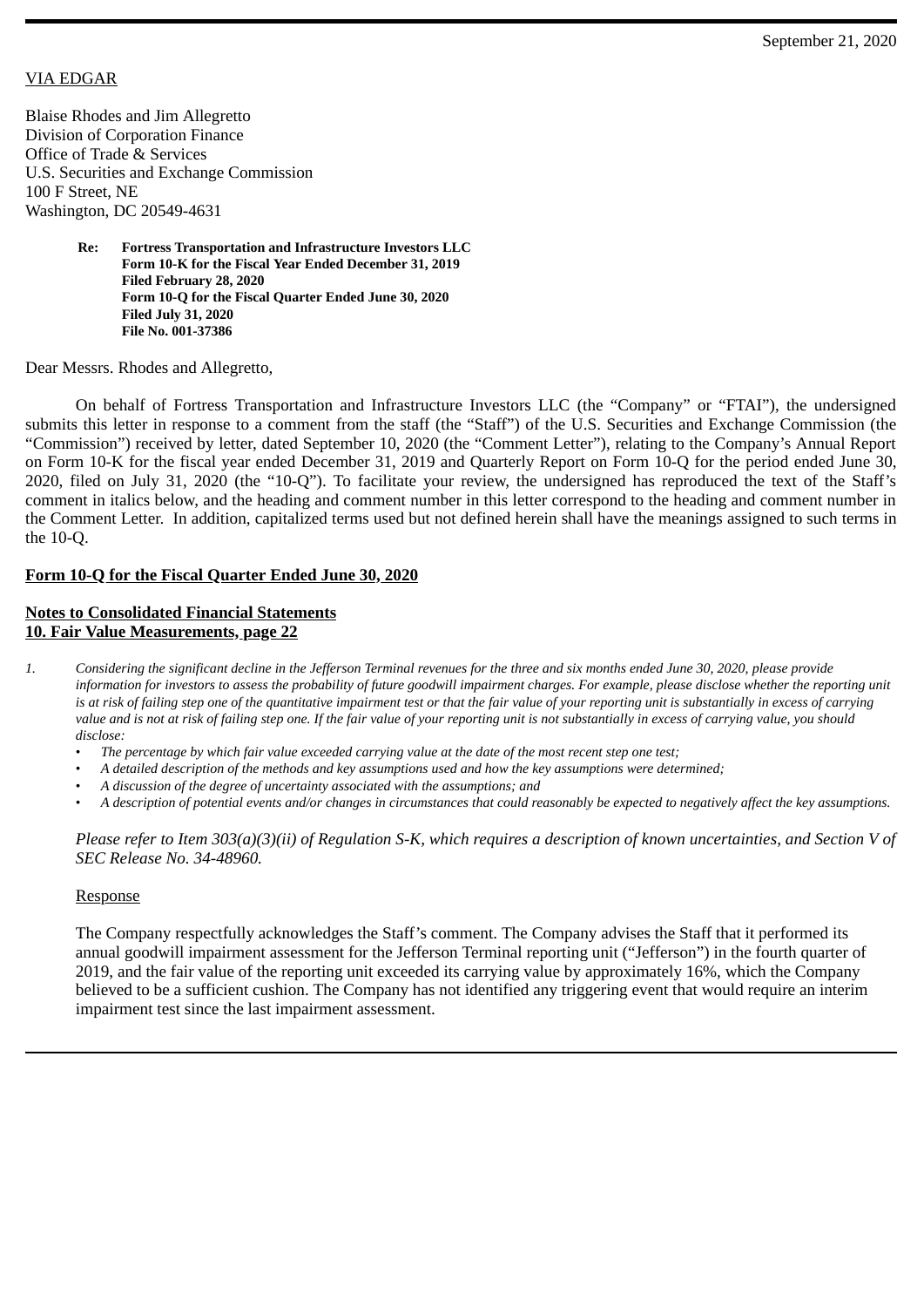September 21, 2020

VIA EDGAR

Blaise Rhodes and Jim Allegretto
Division of Corporation Finance
Office of Trade & Services
U.S. Securities and Exchange Commission
100 F Street, NE
Washington, DC 20549-4631

**Re: Fortress Transportation and Infrastructure Investors LLC**
**Form 10-K for the Fiscal Year Ended December 31, 2019**
**Filed February 28, 2020**
**Form 10-Q for the Fiscal Quarter Ended June 30, 2020**
**Filed July 31, 2020**
**File No. 001-37386**

Dear Messrs. Rhodes and Allegretto,

On behalf of Fortress Transportation and Infrastructure Investors LLC (the "Company" or "FTAI"), the undersigned submits this letter in response to a comment from the staff (the "Staff") of the U.S. Securities and Exchange Commission (the "Commission") received by letter, dated September 10, 2020 (the "Comment Letter"), relating to the Company's Annual Report on Form 10-K for the fiscal year ended December 31, 2019 and Quarterly Report on Form 10-Q for the period ended June 30, 2020, filed on July 31, 2020 (the "10-Q"). To facilitate your review, the undersigned has reproduced the text of the Staff's comment in italics below, and the heading and comment number in this letter correspond to the heading and comment number in the Comment Letter. In addition, capitalized terms used but not defined herein shall have the meanings assigned to such terms in the 10-Q.

**Form 10-Q for the Fiscal Quarter Ended June 30, 2020**

**Notes to Consolidated Financial Statements**
**10. Fair Value Measurements, page 22**

1. *Considering the significant decline in the Jefferson Terminal revenues for the three and six months ended June 30, 2020, please provide information for investors to assess the probability of future goodwill impairment charges. For example, please disclose whether the reporting unit is at risk of failing step one of the quantitative impairment test or that the fair value of your reporting unit is substantially in excess of carrying value and is not at risk of failing step one. If the fair value of your reporting unit is not substantially in excess of carrying value, you should disclose:*
   - *The percentage by which fair value exceeded carrying value at the date of the most recent step one test;*
   - *A detailed description of the methods and key assumptions used and how the key assumptions were determined;*
   - *A discussion of the degree of uncertainty associated with the assumptions; and*
   - *A description of potential events and/or changes in circumstances that could reasonably be expected to negatively affect the key assumptions.*

   *Please refer to Item 303(a)(3)(ii) of Regulation S-K, which requires a description of known uncertainties, and Section V of SEC Release No. 34-48960.*

   Response

   The Company respectfully acknowledges the Staff's comment. The Company advises the Staff that it performed its annual goodwill impairment assessment for the Jefferson Terminal reporting unit ("Jefferson") in the fourth quarter of 2019, and the fair value of the reporting unit exceeded its carrying value by approximately 16%, which the Company believed to be a sufficient cushion. The Company has not identified any triggering event that would require an interim impairment test since the last impairment assessment.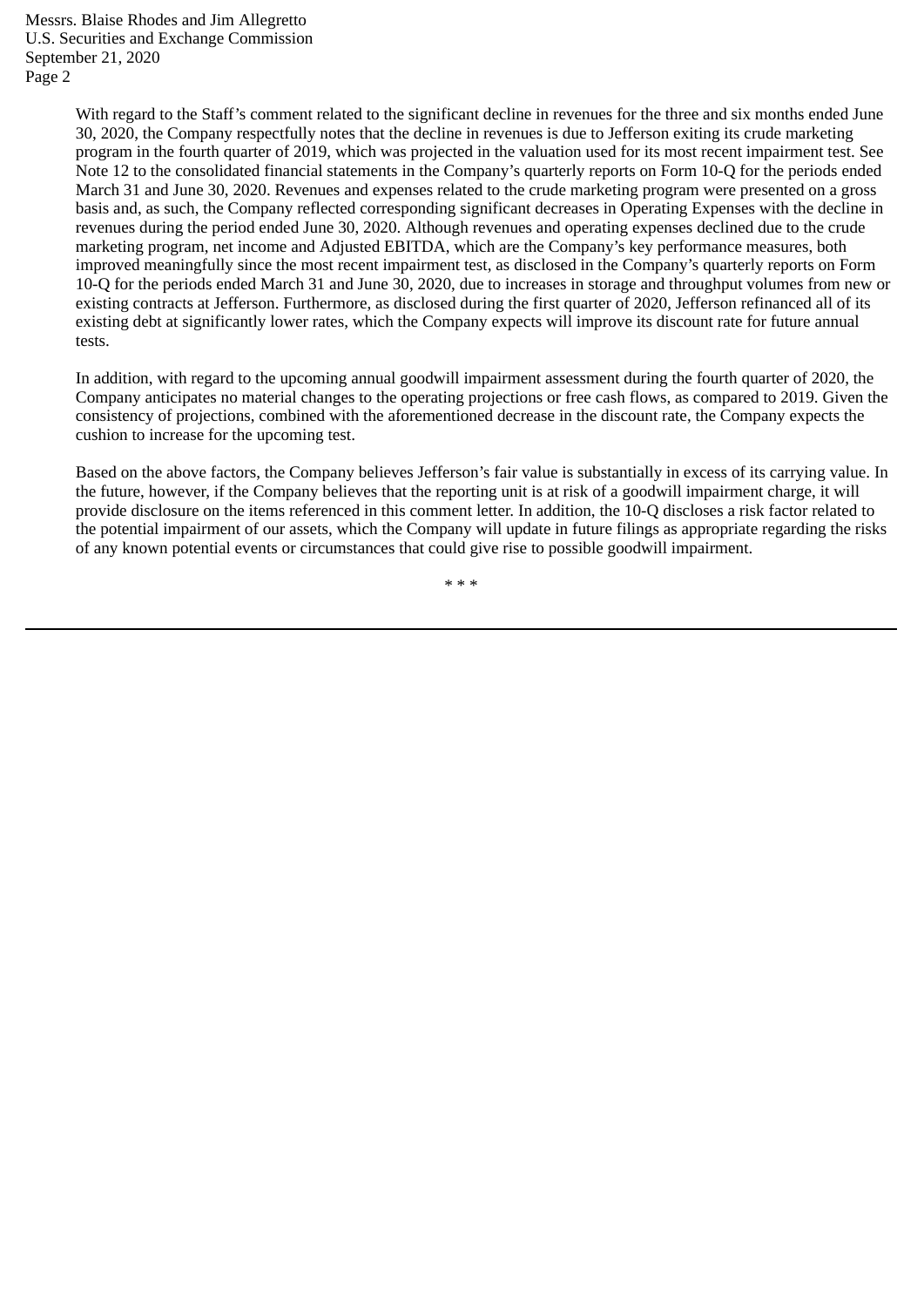With regard to the Staff's comment related to the significant decline in revenues for the three and six months ended June 30, 2020, the Company respectfully notes that the decline in revenues is due to Jefferson exiting its crude marketing program in the fourth quarter of 2019, which was projected in the valuation used for its most recent impairment test. See Note 12 to the consolidated financial statements in the Company's quarterly reports on Form 10-Q for the periods ended March 31 and June 30, 2020. Revenues and expenses related to the crude marketing program were presented on a gross basis and, as such, the Company reflected corresponding significant decreases in Operating Expenses with the decline in revenues during the period ended June 30, 2020. Although revenues and operating expenses declined due to the crude marketing program, net income and Adjusted EBITDA, which are the Company's key performance measures, both improved meaningfully since the most recent impairment test, as disclosed in the Company's quarterly reports on Form 10-Q for the periods ended March 31 and June 30, 2020, due to increases in storage and throughput volumes from new or existing contracts at Jefferson. Furthermore, as disclosed during the first quarter of 2020, Jefferson refinanced all of its existing debt at significantly lower rates, which the Company expects will improve its discount rate for future annual tests.

In addition, with regard to the upcoming annual goodwill impairment assessment during the fourth quarter of 2020, the Company anticipates no material changes to the operating projections or free cash flows, as compared to 2019. Given the consistency of projections, combined with the aforementioned decrease in the discount rate, the Company expects the cushion to increase for the upcoming test.

Based on the above factors, the Company believes Jefferson's fair value is substantially in excess of its carrying value. In the future, however, if the Company believes that the reporting unit is at risk of a goodwill impairment charge, it will provide disclosure on the items referenced in this comment letter. In addition, the 10-Q discloses a risk factor related to the potential impairment of our assets, which the Company will update in future filings as appropriate regarding the risks of any known potential events or circumstances that could give rise to possible goodwill impairment.

* * *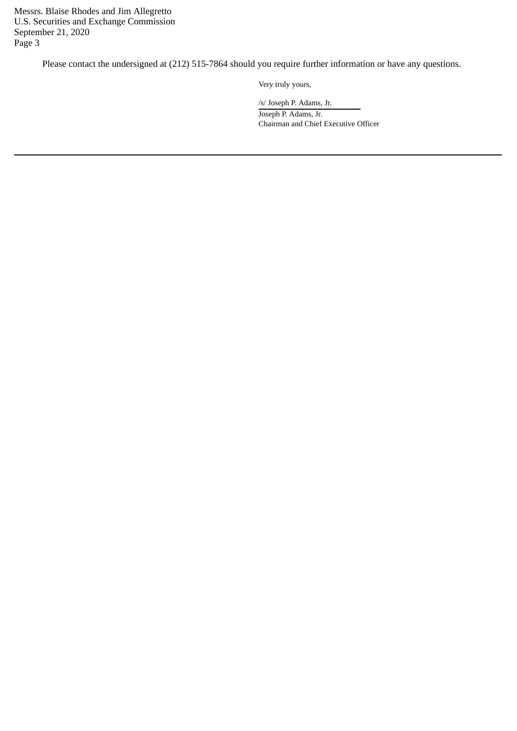Please contact the undersigned at (212) 515-7864 should you require further information or have any questions.

Very truly yours,

/s/ Joseph P. Adams, Jr.

Joseph P. Adams, Jr.
Chairman and Chief Executive Officer